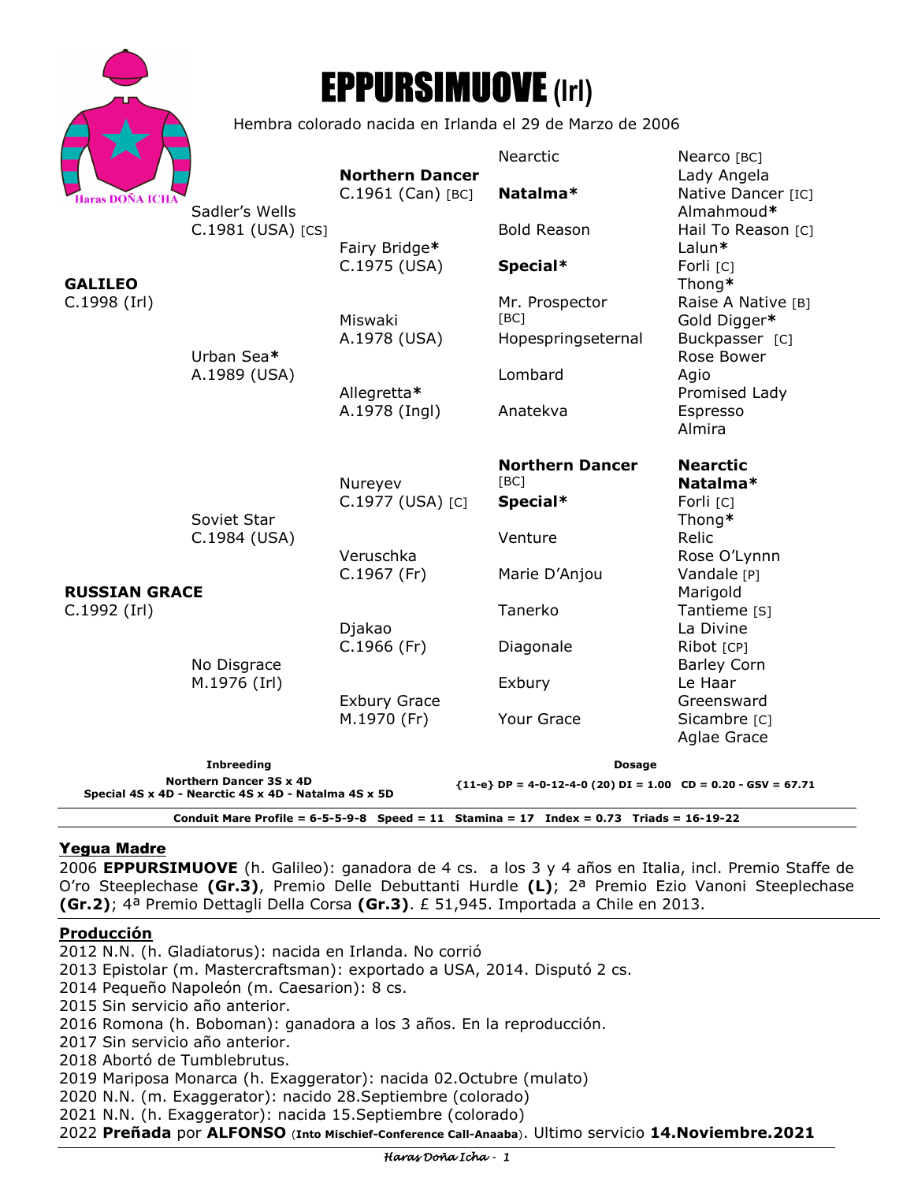# EPPURSIMUOVE (Irl)

Hembra colorado nacida en Irlanda el 29 de Marzo de 2006

| | | | | |
|---|---|---|---|---|
| **GALILEO** C.1998 (Irl) | Sadler's Wells C.1981 (USA) [CS] | **Northern Dancer** C.1961 (Can) [BC] | Nearctic | Nearco [BC] |
| | | | | Lady Angela |
| | | | **Natalma*** | Native Dancer [IC] |
| | | | | Almahmoud* |
| | | Fairy Bridge* C.1975 (USA) | Bold Reason | Hail To Reason [C] |
| | | | | Lalun* |
| | | | **Special*** | Forli [C] |
| | | | | Thong* |
| | Urban Sea* A.1989 (USA) | Miswaki A.1978 (USA) | Mr. Prospector [BC] | Raise A Native [B] |
| | | | | Gold Digger* |
| | | | Hopespringseternal | Buckpasser [C] |
| | | | | Rose Bower |
| | | Allegretta* A.1978 (Ingl) | Lombard | Agio |
| | | | | Promised Lady |
| | | | Anatekva | Espresso |
| | | | | Almira |
| **RUSSIAN GRACE** C.1992 (Irl) | Soviet Star C.1984 (USA) | Nureyev C.1977 (USA) [C] | **Northern Dancer** [BC] | **Nearctic** |
| | | | | **Natalma*** |
| | | | **Special*** | Forli [C] |
| | | | | Thong* |
| | | Veruschka C.1967 (Fr) | Venture | Relic |
| | | | | Rose O'Lynnn |
| | | | Marie D'Anjou | Vandale [P] |
| | | | | Marigold |
| | No Disgrace M.1976 (Irl) | Djakao C.1966 (Fr) | Tanerko | Tantieme [S] |
| | | | | La Divine |
| | | | Diagonale | Ribot [CP] |
| | | | | Barley Corn |
| | | Exbury Grace M.1970 (Fr) | Exbury | Le Haar |
| | | | | Greensward |
| | | | Your Grace | Sicambre [C] |
| | | | | Aglae Grace |

**Inbreeding**
**Northern Dancer 3S x 4D**
**Special 4S x 4D - Nearctic 4S x 4D - Natalma 4S x 5D**

**Dosage**
**{11-e} DP = 4-0-12-4-0 (20) DI = 1.00 CD = 0.20 - GSV = 67.71**

**Conduit Mare Profile = 6-5-5-9-8 Speed = 11 Stamina = 17 Index = 0.73 Triads = 16-19-22**

## Yegua Madre

2006 **EPPURSIMUOVE** (h. Galileo): ganadora de 4 cs. a los 3 y 4 años en Italia, incl. Premio Staffe de O'ro Steeplechase **(Gr.3)**, Premio Delle Debuttanti Hurdle **(L)**; 2ª Premio Ezio Vanoni Steeplechase **(Gr.2)**; 4ª Premio Dettagli Della Corsa **(Gr.3)**. £ 51,945. Importada a Chile en 2013.

## Producción

2012 N.N. (h. Gladiatorus): nacida en Irlanda. No corrió
2013 Epistolar (m. Mastercraftsman): exportado a USA, 2014. Disputó 2 cs.
2014 Pequeño Napoleón (m. Caesarion): 8 cs.
2015 Sin servicio año anterior.
2016 Romona (h. Boboman): ganadora a los 3 años. En la reproducción.
2017 Sin servicio año anterior.
2018 Abortó de Tumblebrutus.
2019 Mariposa Monarca (h. Exaggerator): nacida 02.Octubre (mulato)
2020 N.N. (m. Exaggerator): nacido 28.Septiembre (colorado)
2021 N.N. (h. Exaggerator): nacida 15.Septiembre (colorado)
2022 **Preñada** por **ALFONSO** (**Into Mischief-Conference Call-Anaaba**). Ultimo servicio **14.Noviembre.2021**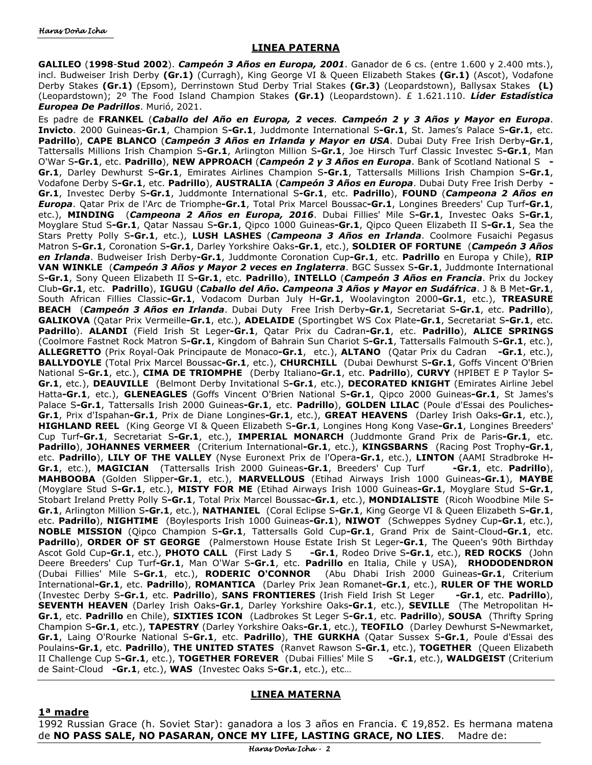## LINEA PATERNA

**GALILEO** (**1998**-**Stud 2002**). ***Campeón 3 Años en Europa, 2001***. Ganador de 6 cs. (entre 1.600 y 2.400 mts.), incl. Budweiser Irish Derby **(Gr.1)** (Curragh), King George VI & Queen Elizabeth Stakes **(Gr.1)** (Ascot), Vodafone Derby Stakes **(Gr.1)** (Epsom), Derrinstown Stud Derby Trial Stakes **(Gr.3)** (Leopardstown), Ballysax Stakes **(L)** (Leopardstown); 2º The Food Island Champion Stakes **(Gr.1)** (Leopardstown). £ 1.621.110. ***Líder Estadística Europea De Padrillos***. Murió, 2021.

Es padre de **FRANKEL** (***Caballo del Año en Europa, 2 veces***. ***Campeón 2 y 3 Años y Mayor en Europa***. **Invicto**. 2000 Guineas**-Gr.1**, Champion S**-Gr.1**, Juddmonte International S**-Gr.1**, St. James's Palace S**-Gr.1**, etc. **Padrillo**), **CAPE BLANCO** (***Campeón 3 Años en Irlanda y Mayor en USA***. Dubai Duty Free Irish Derby**-Gr.1**, Tattersalls Millions Irish Champion S**-Gr.1**, Arlington Million S**-Gr.1**, Joe Hirsch Turf Classic Investec S**-Gr.1**, Man O'War S**-Gr.1**, etc. **Padrillo**), **NEW APPROACH** (***Campeón 2 y 3 Años en Europa***. Bank of Scotland National S **-Gr.1**, Darley Dewhurst S**-Gr.1**, Emirates Airlines Champion S**-Gr.1**, Tattersalls Millions Irish Champion S**-Gr.1**, Vodafone Derby S**-Gr.1**, etc. **Padrillo**), **AUSTRALIA** (***Campeón 3 Años en Europa***. Dubai Duty Free Irish Derby **-Gr.1**, Investec Derby S**-Gr.1**, Juddmonte International S**-Gr.1**, etc. **Padrillo**), **FOUND** (***Campeona 2 Años en Europa***. Qatar Prix de l'Arc de Triomphe**-Gr.1**, Total Prix Marcel Boussac**-Gr.1**, Longines Breeders' Cup Turf**-Gr.1**, etc.), **MINDING** (***Campeona 2 Años en Europa, 2016***. Dubai Fillies' Mile S**-Gr.1**, Investec Oaks S**-Gr.1**, Moyglare Stud S**-Gr.1**, Qatar Nassau S**-Gr.1**, Qipco 1000 Guineas**-Gr.1**, Qipco Queen Elizabeth II S**-Gr.1**, Sea the Stars Pretty Polly S**-Gr.1**, etc.), **LUSH LASHES** (***Campeona 3 Años en Irlanda***. Coolmore Fusaichi Pegasus Matron S**-Gr.1**, Coronation S**-Gr.1**, Darley Yorkshire Oaks**-Gr.1**, etc.), **SOLDIER OF FORTUNE** (***Campeón 3 Años en Irlanda***. Budweiser Irish Derby**-Gr.1**, Juddmonte Coronation Cup**-Gr.1**, etc. **Padrillo** en Europa y Chile), **RIP VAN WINKLE** (***Campeón 3 Años y Mayor 2 veces en Inglaterra***. BGC Sussex S**-Gr.1**, Juddmonte International S**-Gr.1**, Sony Queen Elizabeth II S**-Gr.1**, etc. **Padrillo**), **INTELLO** (***Campeón 3 Años en Francia***. Prix du Jockey Club**-Gr.1**, etc. **Padrillo**), **IGUGU** (***Caballo del Año. Campeona 3 Años y Mayor en Sudáfrica***. J & B Met**-Gr.1**, South African Fillies Classic**-Gr.1**, Vodacom Durban July H**-Gr.1**, Woolavington 2000**-Gr.1**, etc.), **TREASURE BEACH** (***Campeón 3 Años en Irlanda***. Dubai Duty Free Irish Derby**-Gr.1**, Secretariat S**-Gr.1**, etc. **Padrillo**), **GALIKOVA** (Qatar Prix Vermeille**-Gr.1**, etc.), **ADELAIDE** (Sportingbet WS Cox Plate**-Gr.1**, Secretariat S**-Gr.1**, etc. **Padrillo**). **ALANDI** (Field Irish St Leger**-Gr.1**, Qatar Prix du Cadran**-Gr.1**, etc. **Padrillo**), **ALICE SPRINGS** (Coolmore Fastnet Rock Matron S**-Gr.1**, Kingdom of Bahrain Sun Chariot S**-Gr.1**, Tattersalls Falmouth S**-Gr.1**, etc.), **ALLEGRETTO** (Prix Royal-Oak Principaute de Monaco**-Gr.1**, etc.), **ALTANO** (Qatar Prix du Cadran **-Gr.1**, etc.), **BALLYDOYLE** (Total Prix Marcel Boussac**-Gr.1**, etc.), **CHURCHILL** (Dubai Dewhurst S**-Gr.1**, Goffs Vincent O'Brien National S**-Gr.1**, etc.), **CIMA DE TRIOMPHE** (Derby Italiano**-Gr.1**, etc. **Padrillo**), **CURVY** (HPIBET E P Taylor S**-Gr.1**, etc.), **DEAUVILLE** (Belmont Derby Invitational S**-Gr.1**, etc.), **DECORATED KNIGHT** (Emirates Airline Jebel Hatta**-Gr.1**, etc.), **GLENEAGLES** (Goffs Vincent O'Brien National S**-Gr.1**, Qipco 2000 Guineas**-Gr.1**, St James's Palace S**-Gr.1**, Tattersalls Irish 2000 Guineas**-Gr.1**, etc. **Padrillo**), **GOLDEN LILAC** (Poule d'Essai des Pouliches**-Gr.1**, Prix d'Ispahan**-Gr.1**, Prix de Diane Longines**-Gr.1**, etc.), **GREAT HEAVENS** (Darley Irish Oaks**-Gr.1**, etc.), **HIGHLAND REEL** (King George VI & Queen Elizabeth S**-Gr.1**, Longines Hong Kong Vase**-Gr.1**, Longines Breeders' Cup Turf**-Gr.1**, Secretariat S**-Gr.1**, etc.), **IMPERIAL MONARCH** (Juddmonte Grand Prix de Paris**-Gr.1**, etc. **Padrillo**), **JOHANNES VERMEER** (Criterium International**-Gr.1**, etc.), **KINGSBARNS** (Racing Post Trophy**-Gr.1**, etc. **Padrillo**), **LILY OF THE VALLEY** (Nyse Euronext Prix de l'Opera**-Gr.1**, etc.), **LINTON** (AAMI Stradbroke H**-Gr.1**, etc.), **MAGICIAN** (Tattersalls Irish 2000 Guineas**-Gr.1**, Breeders' Cup Turf **-Gr.1**, etc. **Padrillo**), **MAHBOOBA** (Golden Slipper**-Gr.1**, etc.), **MARVELLOUS** (Etihad Airways Irish 1000 Guineas**-Gr.1**), **MAYBE** (Moyglare Stud S**-Gr.1**, etc.), **MISTY FOR ME** (Etihad Airways Irish 1000 Guineas**-Gr.1**, Moyglare Stud S**-Gr.1**, Stobart Ireland Pretty Polly S**-Gr.1**, Total Prix Marcel Boussac**-Gr.1**, etc.), **MONDIALISTE** (Ricoh Woodbine Mile S**-Gr.1**, Arlington Million S**-Gr.1**, etc.), **NATHANIEL** (Coral Eclipse S**-Gr.1**, King George VI & Queen Elizabeth S**-Gr.1**, etc. **Padrillo**), **NIGHTIME** (Boylesports Irish 1000 Guineas**-Gr.1**), **NIWOT** (Schweppes Sydney Cup**-Gr.1**, etc.), **NOBLE MISSION** (Qipco Champion S**-Gr.1**, Tattersalls Gold Cup**-Gr.1**, Grand Prix de Saint-Cloud**-Gr.1**, etc. **Padrillo**), **ORDER OF ST GEORGE** (Palmerstown House Estate Irish St Leger**-Gr.1**, The Queen's 90th Birthday Ascot Gold Cup**-Gr.1**, etc.), **PHOTO CALL** (First Lady S **-Gr.1**, Rodeo Drive S**-Gr.1**, etc.), **RED ROCKS** (John Deere Breeders' Cup Turf**-Gr.1**, Man O'War S**-Gr.1**, etc. **Padrillo** en Italia, Chile y USA), **RHODODENDRON** (Dubai Fillies' Mile S**-Gr.1**, etc.), **RODERIC O'CONNOR** (Abu Dhabi Irish 2000 Guineas**-Gr.1**, Criterium International**-Gr.1**, etc. **Padrillo**), **ROMANTICA** (Darley Prix Jean Romanet**-Gr.1**, etc.), **RULER OF THE WORLD** (Investec Derby S**-Gr.1**, etc. **Padrillo**), **SANS FRONTIERES** (Irish Field Irish St Leger **-Gr.1**, etc. **Padrillo**), **SEVENTH HEAVEN** (Darley Irish Oaks**-Gr.1**, Darley Yorkshire Oaks**-Gr.1**, etc.), **SEVILLE** (The Metropolitan H**-Gr.1**, etc. **Padrillo** en Chile), **SIXTIES ICON** (Ladbrokes St Leger S**-Gr.1**, etc. **Padrillo**), **SOUSA** (Thrifty Spring Champion S**-Gr.1**, etc.), **TAPESTRY** (Darley Yorkshire Oaks**-Gr.1**, etc.), **TEOFILO** (Darley Dewhurst S**-**Newmarket, **Gr.1**, Laing O'Rourke National S**-Gr.1**, etc. **Padrillo**), **THE GURKHA** (Qatar Sussex S**-Gr.1**, Poule d'Essai des Poulains**-Gr.1**, etc. **Padrillo**), **THE UNITED STATES** (Ranvet Rawson S**-Gr.1**, etc.), **TOGETHER** (Queen Elizabeth II Challenge Cup S**-Gr.1**, etc.), **TOGETHER FOREVER** (Dubai Fillies' Mile S **-Gr.1**, etc.), **WALDGEIST** (Criterium de Saint-Cloud **-Gr.1**, etc.), **WAS** (Investec Oaks S**-Gr.1**, etc.), etc…

## LINEA MATERNA

### 1ª madre

1992 Russian Grace (h. Soviet Star): ganadora a los 3 años en Francia. € 19,852. Es hermana matena de **NO PASS SALE, NO PASARAN, ONCE MY LIFE, LASTING GRACE, NO LIES**. Madre de: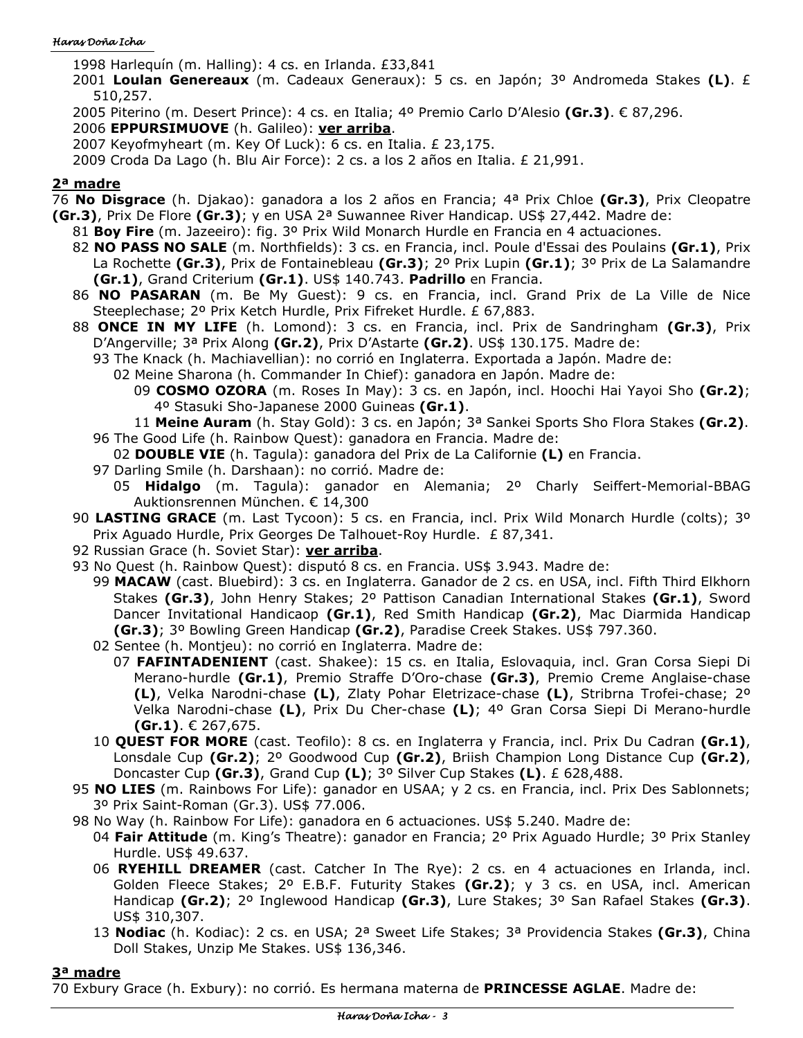1998 Harlequín (m. Halling): 4 cs. en Irlanda. £33,841

2001 **Loulan Genereaux** (m. Cadeaux Generaux): 5 cs. en Japón; 3º Andromeda Stakes **(L)**. £ 510,257.

2005 Piterino (m. Desert Prince): 4 cs. en Italia; 4º Premio Carlo D'Alesio **(Gr.3)**. € 87,296.

2006 **EPPURSIMUOVE** (h. Galileo): **ver arriba**.

2007 Keyofmyheart (m. Key Of Luck): 6 cs. en Italia. £ 23,175.

2009 Croda Da Lago (h. Blu Air Force): 2 cs. a los 2 años en Italia. £ 21,991.

## 2ª madre

76 **No Disgrace** (h. Djakao): ganadora a los 2 años en Francia; 4ª Prix Chloe **(Gr.3)**, Prix Cleopatre **(Gr.3)**, Prix De Flore **(Gr.3)**; y en USA 2ª Suwannee River Handicap. US$ 27,442. Madre de:

- 81 **Boy Fire** (m. Jazeeiro): fig. 3º Prix Wild Monarch Hurdle en Francia en 4 actuaciones.
- 82 **NO PASS NO SALE** (m. Northfields): 3 cs. en Francia, incl. Poule d'Essai des Poulains **(Gr.1)**, Prix La Rochette **(Gr.3)**, Prix de Fontainebleau **(Gr.3)**; 2º Prix Lupin **(Gr.1)**; 3º Prix de La Salamandre **(Gr.1)**, Grand Criterium **(Gr.1)**. US$ 140.743. **Padrillo** en Francia.
- 86 **NO PASARAN** (m. Be My Guest): 9 cs. en Francia, incl. Grand Prix de La Ville de Nice Steeplechase; 2º Prix Ketch Hurdle, Prix Fifreket Hurdle. £ 67,883.
- 88 **ONCE IN MY LIFE** (h. Lomond): 3 cs. en Francia, incl. Prix de Sandringham **(Gr.3)**, Prix D'Angerville; 3ª Prix Along **(Gr.2)**, Prix D'Astarte **(Gr.2)**. US$ 130.175. Madre de:
  - 93 The Knack (h. Machiavellian): no corrió en Inglaterra. Exportada a Japón. Madre de:
    - 02 Meine Sharona (h. Commander In Chief): ganadora en Japón. Madre de:
      - 09 **COSMO OZORA** (m. Roses In May): 3 cs. en Japón, incl. Hoochi Hai Yayoi Sho **(Gr.2)**; 4º Stasuki Sho-Japanese 2000 Guineas **(Gr.1)**.
      - 11 **Meine Auram** (h. Stay Gold): 3 cs. en Japón; 3ª Sankei Sports Sho Flora Stakes **(Gr.2)**.
  - 96 The Good Life (h. Rainbow Quest): ganadora en Francia. Madre de:
    - 02 **DOUBLE VIE** (h. Tagula): ganadora del Prix de La Californie **(L)** en Francia.
  - 97 Darling Smile (h. Darshaan): no corrió. Madre de:
    - 05 **Hidalgo** (m. Tagula): ganador en Alemania; 2º Charly Seiffert-Memorial-BBAG Auktionsrennen München. € 14,300
- 90 **LASTING GRACE** (m. Last Tycoon): 5 cs. en Francia, incl. Prix Wild Monarch Hurdle (colts); 3º Prix Aguado Hurdle, Prix Georges De Talhouet-Roy Hurdle. £ 87,341.
- 92 Russian Grace (h. Soviet Star): **ver arriba**.
- 93 No Quest (h. Rainbow Quest): disputó 8 cs. en Francia. US$ 3.943. Madre de:
  - 99 **MACAW** (cast. Bluebird): 3 cs. en Inglaterra. Ganador de 2 cs. en USA, incl. Fifth Third Elkhorn Stakes **(Gr.3)**, John Henry Stakes; 2º Pattison Canadian International Stakes **(Gr.1)**, Sword Dancer Invitational Handicaop **(Gr.1)**, Red Smith Handicap **(Gr.2)**, Mac Diarmida Handicap **(Gr.3)**; 3º Bowling Green Handicap **(Gr.2)**, Paradise Creek Stakes. US$ 797.360.
  - 02 Sentee (h. Montjeu): no corrió en Inglaterra. Madre de:
    - 07 **FAFINTADENIENT** (cast. Shakee): 15 cs. en Italia, Eslovaquia, incl. Gran Corsa Siepi Di Merano-hurdle **(Gr.1)**, Premio Straffe D'Oro-chase **(Gr.3)**, Premio Creme Anglaise-chase **(L)**, Velka Narodni-chase **(L)**, Zlaty Pohar Eletrizace-chase **(L)**, Stribrna Trofei-chase; 2º Velka Narodni-chase **(L)**, Prix Du Cher-chase **(L)**; 4º Gran Corsa Siepi Di Merano-hurdle **(Gr.1)**. € 267,675.
  - 10 **QUEST FOR MORE** (cast. Teofilo): 8 cs. en Inglaterra y Francia, incl. Prix Du Cadran **(Gr.1)**, Lonsdale Cup **(Gr.2)**; 2º Goodwood Cup **(Gr.2)**, Briish Champion Long Distance Cup **(Gr.2)**, Doncaster Cup **(Gr.3)**, Grand Cup **(L)**; 3º Silver Cup Stakes **(L)**. £ 628,488.
- 95 **NO LIES** (m. Rainbows For Life): ganador en USAA; y 2 cs. en Francia, incl. Prix Des Sablonnets; 3º Prix Saint-Roman (Gr.3). US$ 77.006.
- 98 No Way (h. Rainbow For Life): ganadora en 6 actuaciones. US$ 5.240. Madre de:
  - 04 **Fair Attitude** (m. King's Theatre): ganador en Francia; 2º Prix Aguado Hurdle; 3º Prix Stanley Hurdle. US$ 49.637.
  - 06 **RYEHILL DREAMER** (cast. Catcher In The Rye): 2 cs. en 4 actuaciones en Irlanda, incl. Golden Fleece Stakes; 2º E.B.F. Futurity Stakes **(Gr.2)**; y 3 cs. en USA, incl. American Handicap **(Gr.2)**; 2º Inglewood Handicap **(Gr.3)**, Lure Stakes; 3º San Rafael Stakes **(Gr.3)**. US$ 310,307.
  - 13 **Nodiac** (h. Kodiac): 2 cs. en USA; 2ª Sweet Life Stakes; 3ª Providencia Stakes **(Gr.3)**, China Doll Stakes, Unzip Me Stakes. US$ 136,346.

## 3ª madre

70 Exbury Grace (h. Exbury): no corrió. Es hermana materna de **PRINCESSE AGLAE**. Madre de: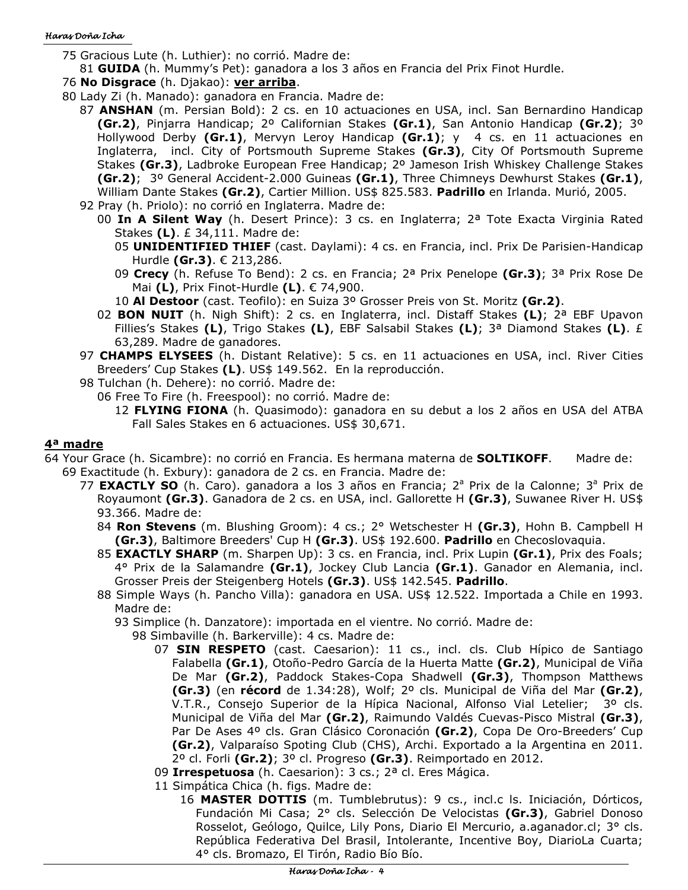75 Gracious Lute (h. Luthier): no corrió. Madre de:

81 **GUIDA** (h. Mummy's Pet): ganadora a los 3 años en Francia del Prix Finot Hurdle.

76 **No Disgrace** (h. Djakao): **ver arriba**.

80 Lady Zi (h. Manado): ganadora en Francia. Madre de:

87 **ANSHAN** (m. Persian Bold): 2 cs. en 10 actuaciones en USA, incl. San Bernardino Handicap **(Gr.2)**, Pinjarra Handicap; 2º Californian Stakes **(Gr.1)**, San Antonio Handicap **(Gr.2)**; 3º Hollywood Derby **(Gr.1)**, Mervyn Leroy Handicap **(Gr.1)**; y 4 cs. en 11 actuaciones en Inglaterra, incl. City of Portsmouth Supreme Stakes **(Gr.3)**, City Of Portsmouth Supreme Stakes **(Gr.3)**, Ladbroke European Free Handicap; 2º Jameson Irish Whiskey Challenge Stakes **(Gr.2)**; 3º General Accident-2.000 Guineas **(Gr.1)**, Three Chimneys Dewhurst Stakes **(Gr.1)**, William Dante Stakes **(Gr.2)**, Cartier Million. US$ 825.583. **Padrillo** en Irlanda. Murió, 2005.

92 Pray (h. Priolo): no corrió en Inglaterra. Madre de:

00 **In A Silent Way** (h. Desert Prince): 3 cs. en Inglaterra; 2ª Tote Exacta Virginia Rated Stakes **(L)**. £ 34,111. Madre de:

05 **UNIDENTIFIED THIEF** (cast. Daylami): 4 cs. en Francia, incl. Prix De Parisien-Handicap Hurdle **(Gr.3)**. € 213,286.

09 **Crecy** (h. Refuse To Bend): 2 cs. en Francia; 2ª Prix Penelope **(Gr.3)**; 3ª Prix Rose De Mai **(L)**, Prix Finot-Hurdle **(L)**. € 74,900.

10 **Al Destoor** (cast. Teofilo): en Suiza 3º Grosser Preis von St. Moritz **(Gr.2)**.

02 **BON NUIT** (h. Nigh Shift): 2 cs. en Inglaterra, incl. Distaff Stakes **(L)**; 2ª EBF Upavon Fillies's Stakes **(L)**, Trigo Stakes **(L)**, EBF Salsabil Stakes **(L)**; 3ª Diamond Stakes **(L)**. £ 63,289. Madre de ganadores.

97 **CHAMPS ELYSEES** (h. Distant Relative): 5 cs. en 11 actuaciones en USA, incl. River Cities Breeders' Cup Stakes **(L)**. US$ 149.562. En la reproducción.

98 Tulchan (h. Dehere): no corrió. Madre de:

06 Free To Fire (h. Freespool): no corrió. Madre de:

12 **FLYING FIONA** (h. Quasimodo): ganadora en su debut a los 2 años en USA del ATBA Fall Sales Stakes en 6 actuaciones. US$ 30,671.

## 4ª madre

64 Your Grace (h. Sicambre): no corrió en Francia. Es hermana materna de **SOLTIKOFF**. Madre de:

69 Exactitude (h. Exbury): ganadora de 2 cs. en Francia. Madre de:

77 **EXACTLY SO** (h. Caro). ganadora a los 3 años en Francia; 2ª Prix de la Calonne; 3ª Prix de Royaumont **(Gr.3)**. Ganadora de 2 cs. en USA, incl. Gallorette H **(Gr.3)**, Suwanee River H. US$ 93.366. Madre de:

84 **Ron Stevens** (m. Blushing Groom): 4 cs.; 2° Wetschester H **(Gr.3)**, Hohn B. Campbell H **(Gr.3)**, Baltimore Breeders' Cup H **(Gr.3)**. US$ 192.600. **Padrillo** en Checoslovaquia.

85 **EXACTLY SHARP** (m. Sharpen Up): 3 cs. en Francia, incl. Prix Lupin **(Gr.1)**, Prix des Foals; 4° Prix de la Salamandre **(Gr.1)**, Jockey Club Lancia **(Gr.1)**. Ganador en Alemania, incl. Grosser Preis der Steigenberg Hotels **(Gr.3)**. US$ 142.545. **Padrillo**.

88 Simple Ways (h. Pancho Villa): ganadora en USA. US$ 12.522. Importada a Chile en 1993. Madre de:

93 Simplice (h. Danzatore): importada en el vientre. No corrió. Madre de:

98 Simbaville (h. Barkerville): 4 cs. Madre de:

07 **SIN RESPETO** (cast. Caesarion): 11 cs., incl. cls. Club Hípico de Santiago Falabella **(Gr.1)**, Otoño-Pedro García de la Huerta Matte **(Gr.2)**, Municipal de Viña De Mar **(Gr.2)**, Paddock Stakes-Copa Shadwell **(Gr.3)**, Thompson Matthews **(Gr.3)** (en **récord** de 1.34:28), Wolf; 2º cls. Municipal de Viña del Mar **(Gr.2)**, V.T.R., Consejo Superior de la Hípica Nacional, Alfonso Vial Letelier; 3º cls. Municipal de Viña del Mar **(Gr.2)**, Raimundo Valdés Cuevas-Pisco Mistral **(Gr.3)**, Par De Ases 4º cls. Gran Clásico Coronación **(Gr.2)**, Copa De Oro-Breeders' Cup **(Gr.2)**, Valparaíso Spoting Club (CHS), Archi. Exportado a la Argentina en 2011. 2º cl. Forli **(Gr.2)**; 3º cl. Progreso **(Gr.3)**. Reimportado en 2012.

09 **Irrespetuosa** (h. Caesarion): 3 cs.; 2ª cl. Eres Mágica.

11 Simpática Chica (h. figs. Madre de:

16 **MASTER DOTTIS** (m. Tumblebrutus): 9 cs., incl.c ls. Iniciación, Dórticos, Fundación Mi Casa; 2° cls. Selección De Velocistas **(Gr.3)**, Gabriel Donoso Rosselot, Geólogo, Quilce, Lily Pons, Diario El Mercurio, a.aganador.cl; 3° cls. República Federativa Del Brasil, Intolerante, Incentive Boy, DiarioLa Cuarta; 4° cls. Bromazo, El Tirón, Radio Bío Bío.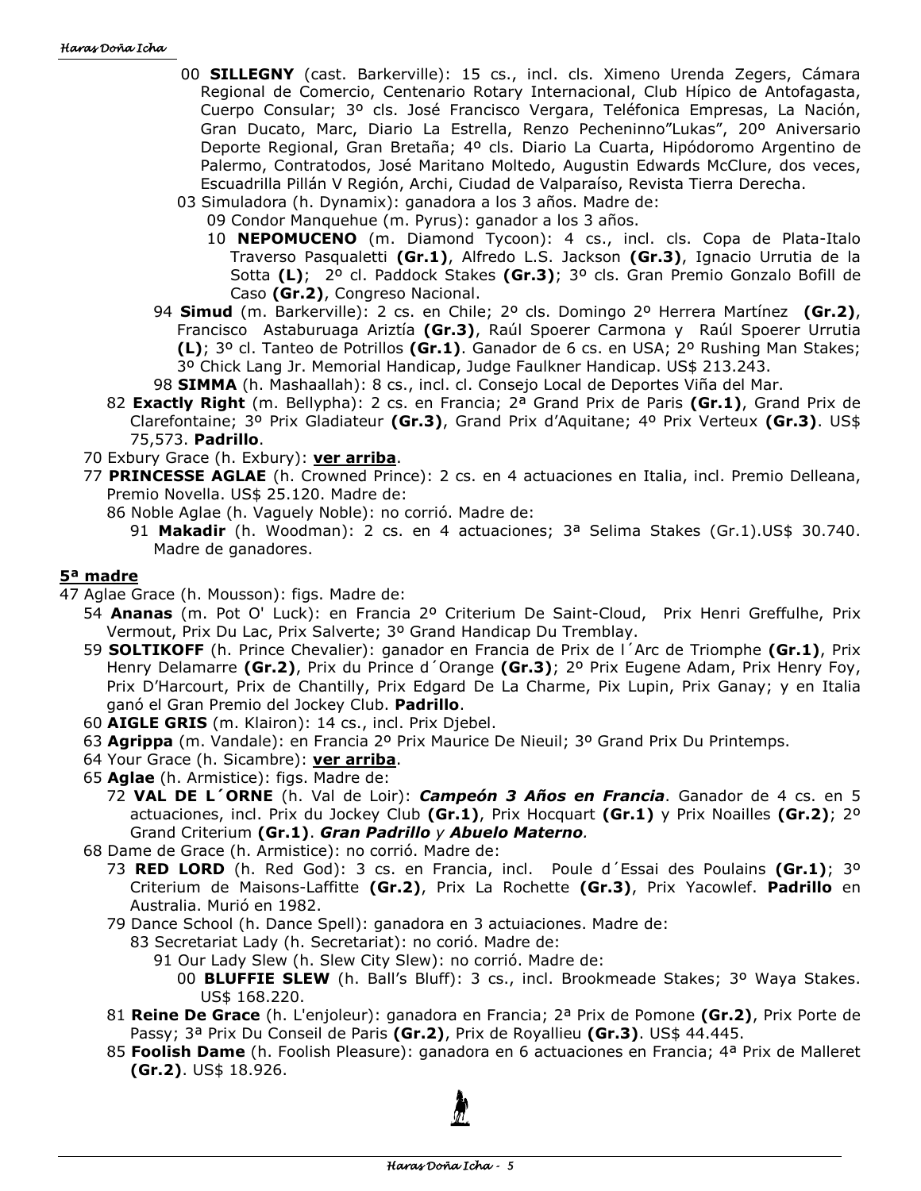00 **SILLEGNY** (cast. Barkerville): 15 cs., incl. cls. Ximeno Urenda Zegers, Cámara Regional de Comercio, Centenario Rotary Internacional, Club Hípico de Antofagasta, Cuerpo Consular; 3º cls. José Francisco Vergara, Teléfonica Empresas, La Nación, Gran Ducato, Marc, Diario La Estrella, Renzo Pecheninno"Lukas", 20º Aniversario Deporte Regional, Gran Bretaña; 4º cls. Diario La Cuarta, Hipódoromo Argentino de Palermo, Contratodos, José Maritano Moltedo, Augustin Edwards McClure, dos veces, Escuadrilla Pillán V Región, Archi, Ciudad de Valparaíso, Revista Tierra Derecha.

03 Simuladora (h. Dynamix): ganadora a los 3 años. Madre de:

09 Condor Manquehue (m. Pyrus): ganador a los 3 años.

10 **NEPOMUCENO** (m. Diamond Tycoon): 4 cs., incl. cls. Copa de Plata-Italo Traverso Pasqualetti **(Gr.1)**, Alfredo L.S. Jackson **(Gr.3)**, Ignacio Urrutia de la Sotta **(L)**; 2º cl. Paddock Stakes **(Gr.3)**; 3º cls. Gran Premio Gonzalo Bofill de Caso **(Gr.2)**, Congreso Nacional.

94 **Simud** (m. Barkerville): 2 cs. en Chile; 2º cls. Domingo 2º Herrera Martínez **(Gr.2)**, Francisco Astaburuaga Ariztía **(Gr.3)**, Raúl Spoerer Carmona y Raúl Spoerer Urrutia **(L)**; 3º cl. Tanteo de Potrillos **(Gr.1)**. Ganador de 6 cs. en USA; 2º Rushing Man Stakes; 3º Chick Lang Jr. Memorial Handicap, Judge Faulkner Handicap. US$ 213.243.

98 **SIMMA** (h. Mashaallah): 8 cs., incl. cl. Consejo Local de Deportes Viña del Mar.

82 **Exactly Right** (m. Bellypha): 2 cs. en Francia; 2ª Grand Prix de Paris **(Gr.1)**, Grand Prix de Clarefontaine; 3º Prix Gladiateur **(Gr.3)**, Grand Prix d'Aquitane; 4º Prix Verteux **(Gr.3)**. US$ 75,573. **Padrillo**.

70 Exbury Grace (h. Exbury): **ver arriba**.

77 **PRINCESSE AGLAE** (h. Crowned Prince): 2 cs. en 4 actuaciones en Italia, incl. Premio Delleana, Premio Novella. US$ 25.120. Madre de:

86 Noble Aglae (h. Vaguely Noble): no corrió. Madre de:

91 **Makadir** (h. Woodman): 2 cs. en 4 actuaciones; 3ª Selima Stakes (Gr.1).US$ 30.740. Madre de ganadores.

## 5ª madre

47 Aglae Grace (h. Mousson): figs. Madre de:

54 **Ananas** (m. Pot O' Luck): en Francia 2º Criterium De Saint-Cloud, Prix Henri Greffulhe, Prix Vermout, Prix Du Lac, Prix Salverte; 3º Grand Handicap Du Tremblay.

59 **SOLTIKOFF** (h. Prince Chevalier): ganador en Francia de Prix de l´Arc de Triomphe **(Gr.1)**, Prix Henry Delamarre **(Gr.2)**, Prix du Prince d´Orange **(Gr.3)**; 2º Prix Eugene Adam, Prix Henry Foy, Prix D'Harcourt, Prix de Chantilly, Prix Edgard De La Charme, Pix Lupin, Prix Ganay; y en Italia ganó el Gran Premio del Jockey Club. **Padrillo**.

60 **AIGLE GRIS** (m. Klairon): 14 cs., incl. Prix Djebel.

63 **Agrippa** (m. Vandale): en Francia 2º Prix Maurice De Nieuil; 3º Grand Prix Du Printemps.

64 Your Grace (h. Sicambre): **ver arriba**.

65 **Aglae** (h. Armistice): figs. Madre de:

72 **VAL DE L´ORNE** (h. Val de Loir): ***Campeón 3 Años en Francia***. Ganador de 4 cs. en 5 actuaciones, incl. Prix du Jockey Club **(Gr.1)**, Prix Hocquart **(Gr.1)** y Prix Noailles **(Gr.2)**; 2º Grand Criterium **(Gr.1)**. ***Gran Padrillo** y **Abuelo Materno**.*

68 Dame de Grace (h. Armistice): no corrió. Madre de:

73 **RED LORD** (h. Red God): 3 cs. en Francia, incl. Poule d´Essai des Poulains **(Gr.1)**; 3º Criterium de Maisons-Laffitte **(Gr.2)**, Prix La Rochette **(Gr.3)**, Prix Yacowlef. **Padrillo** en Australia. Murió en 1982.

79 Dance School (h. Dance Spell): ganadora en 3 actuiaciones. Madre de:

83 Secretariat Lady (h. Secretariat): no corió. Madre de:

91 Our Lady Slew (h. Slew City Slew): no corrió. Madre de:

00 **BLUFFIE SLEW** (h. Ball's Bluff): 3 cs., incl. Brookmeade Stakes; 3º Waya Stakes. US$ 168.220.

81 **Reine De Grace** (h. L'enjoleur): ganadora en Francia; 2ª Prix de Pomone **(Gr.2)**, Prix Porte de Passy; 3ª Prix Du Conseil de Paris **(Gr.2)**, Prix de Royallieu **(Gr.3)**. US$ 44.445.

85 **Foolish Dame** (h. Foolish Pleasure): ganadora en 6 actuaciones en Francia; 4ª Prix de Malleret **(Gr.2)**. US$ 18.926.